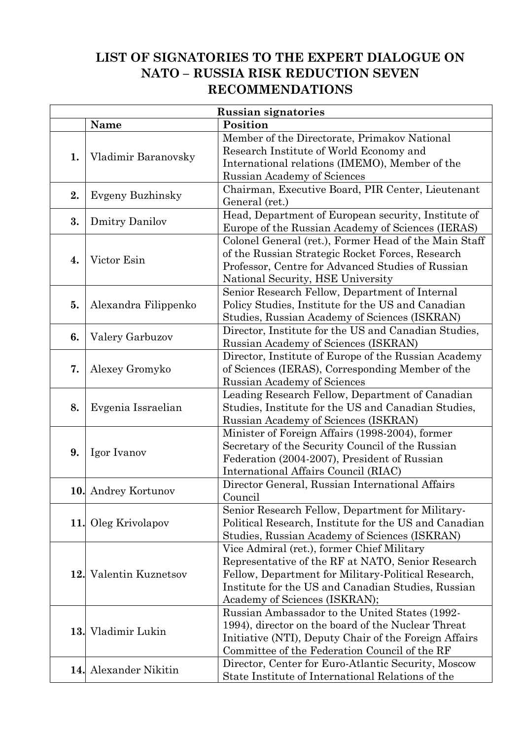# LIST OF SIGNATORIES TO THE EXPERT DIALOGUE ON NATO – RUSSIA RISK REDUCTION SEVEN RECOMMENDATIONS

| Russian signatories | | |
|---|---|---|
| | **Name** | **Position** |
| **1.** | Vladimir Baranovsky | Member of the Directorate, Primakov National Research Institute of World Economy and International relations (IMEMO), Member of the Russian Academy of Sciences |
| **2.** | Evgeny Buzhinsky | Chairman, Executive Board, PIR Center, Lieutenant General (ret.) |
| **3.** | Dmitry Danilov | Head, Department of European security, Institute of Europe of the Russian Academy of Sciences (IERAS) |
| **4.** | Victor Esin | Colonel General (ret.), Former Head of the Main Staff of the Russian Strategic Rocket Forces, Research Professor, Centre for Advanced Studies of Russian National Security, HSE University |
| **5.** | Alexandra Filippenko | Senior Research Fellow, Department of Internal Policy Studies, Institute for the US and Canadian Studies, Russian Academy of Sciences (ISKRAN) |
| **6.** | Valery Garbuzov | Director, Institute for the US and Canadian Studies, Russian Academy of Sciences (ISKRAN) |
| **7.** | Alexey Gromyko | Director, Institute of Europe of the Russian Academy of Sciences (IERAS), Corresponding Member of the Russian Academy of Sciences |
| **8.** | Evgenia Issraelian | Leading Research Fellow, Department of Canadian Studies, Institute for the US and Canadian Studies, Russian Academy of Sciences (ISKRAN) |
| **9.** | Igor Ivanov | Minister of Foreign Affairs (1998-2004), former Secretary of the Security Council of the Russian Federation (2004-2007), President of Russian International Affairs Council (RIAC) |
| **10.** | Andrey Kortunov | Director General, Russian International Affairs Council |
| **11.** | Oleg Krivolapov | Senior Research Fellow, Department for Military-Political Research, Institute for the US and Canadian Studies, Russian Academy of Sciences (ISKRAN) |
| **12.** | Valentin Kuznetsov | Vice Admiral (ret.), former Chief Military Representative of the RF at NATO, Senior Research Fellow, Department for Military-Political Research, Institute for the US and Canadian Studies, Russian Academy of Sciences (ISKRAN); |
| **13.** | Vladimir Lukin | Russian Ambassador to the United States (1992-1994), director on the board of the Nuclear Threat Initiative (NTI), Deputy Chair of the Foreign Affairs Committee of the Federation Council of the RF |
| **14.** | Alexander Nikitin | Director, Center for Euro-Atlantic Security, Moscow State Institute of International Relations of the |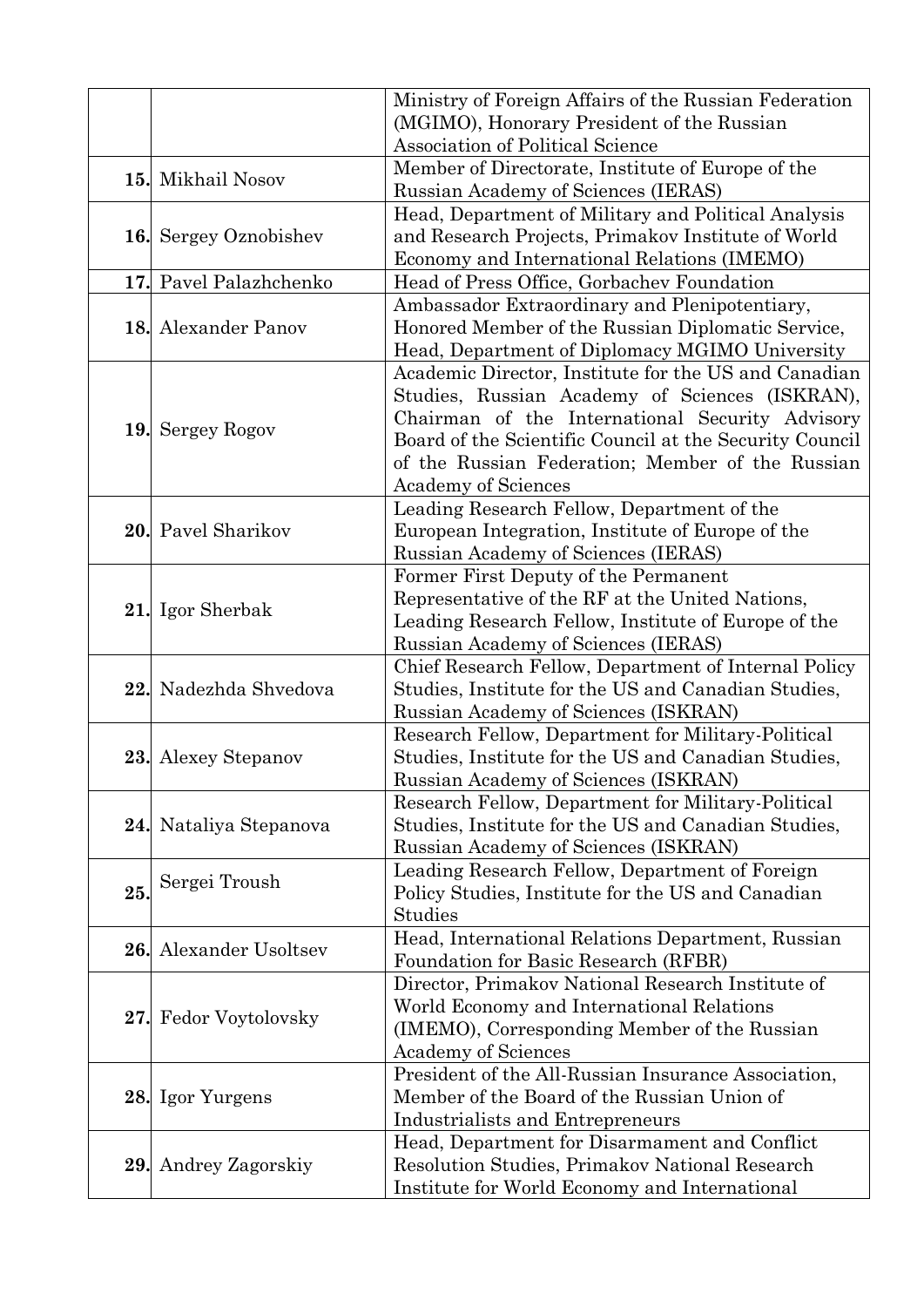| | | |
|---|---|---|
| | | Ministry of Foreign Affairs of the Russian Federation (MGIMO), Honorary President of the Russian Association of Political Science |
| **15.** | Mikhail Nosov | Member of Directorate, Institute of Europe of the Russian Academy of Sciences (IERAS) |
| **16.** | Sergey Oznobishev | Head, Department of Military and Political Analysis and Research Projects, Primakov Institute of World Economy and International Relations (IMEMO) |
| **17.** | Pavel Palazhchenko | Head of Press Office, Gorbachev Foundation |
| **18.** | Alexander Panov | Ambassador Extraordinary and Plenipotentiary, Honored Member of the Russian Diplomatic Service, Head, Department of Diplomacy MGIMO University |
| **19.** | Sergey Rogov | Academic Director, Institute for the US and Canadian Studies, Russian Academy of Sciences (ISKRAN), Chairman of the International Security Advisory Board of the Scientific Council at the Security Council of the Russian Federation; Member of the Russian Academy of Sciences |
| **20.** | Pavel Sharikov | Leading Research Fellow, Department of the European Integration, Institute of Europe of the Russian Academy of Sciences (IERAS) |
| **21.** | Igor Sherbak | Former First Deputy of the Permanent Representative of the RF at the United Nations, Leading Research Fellow, Institute of Europe of the Russian Academy of Sciences (IERAS) |
| **22.** | Nadezhda Shvedova | Chief Research Fellow, Department of Internal Policy Studies, Institute for the US and Canadian Studies, Russian Academy of Sciences (ISKRAN) |
| **23.** | Alexey Stepanov | Research Fellow, Department for Military-Political Studies, Institute for the US and Canadian Studies, Russian Academy of Sciences (ISKRAN) |
| **24.** | Nataliya Stepanova | Research Fellow, Department for Military-Political Studies, Institute for the US and Canadian Studies, Russian Academy of Sciences (ISKRAN) |
| **25.** | Sergei Troush | Leading Research Fellow, Department of Foreign Policy Studies, Institute for the US and Canadian Studies |
| **26.** | Alexander Usoltsev | Head, International Relations Department, Russian Foundation for Basic Research (RFBR) |
| **27.** | Fedor Voytolovsky | Director, Primakov National Research Institute of World Economy and International Relations (IMEMO), Corresponding Member of the Russian Academy of Sciences |
| **28.** | Igor Yurgens | President of the All-Russian Insurance Association, Member of the Board of the Russian Union of Industrialists and Entrepreneurs |
| **29.** | Andrey Zagorskiy | Head, Department for Disarmament and Conflict Resolution Studies, Primakov National Research Institute for World Economy and International |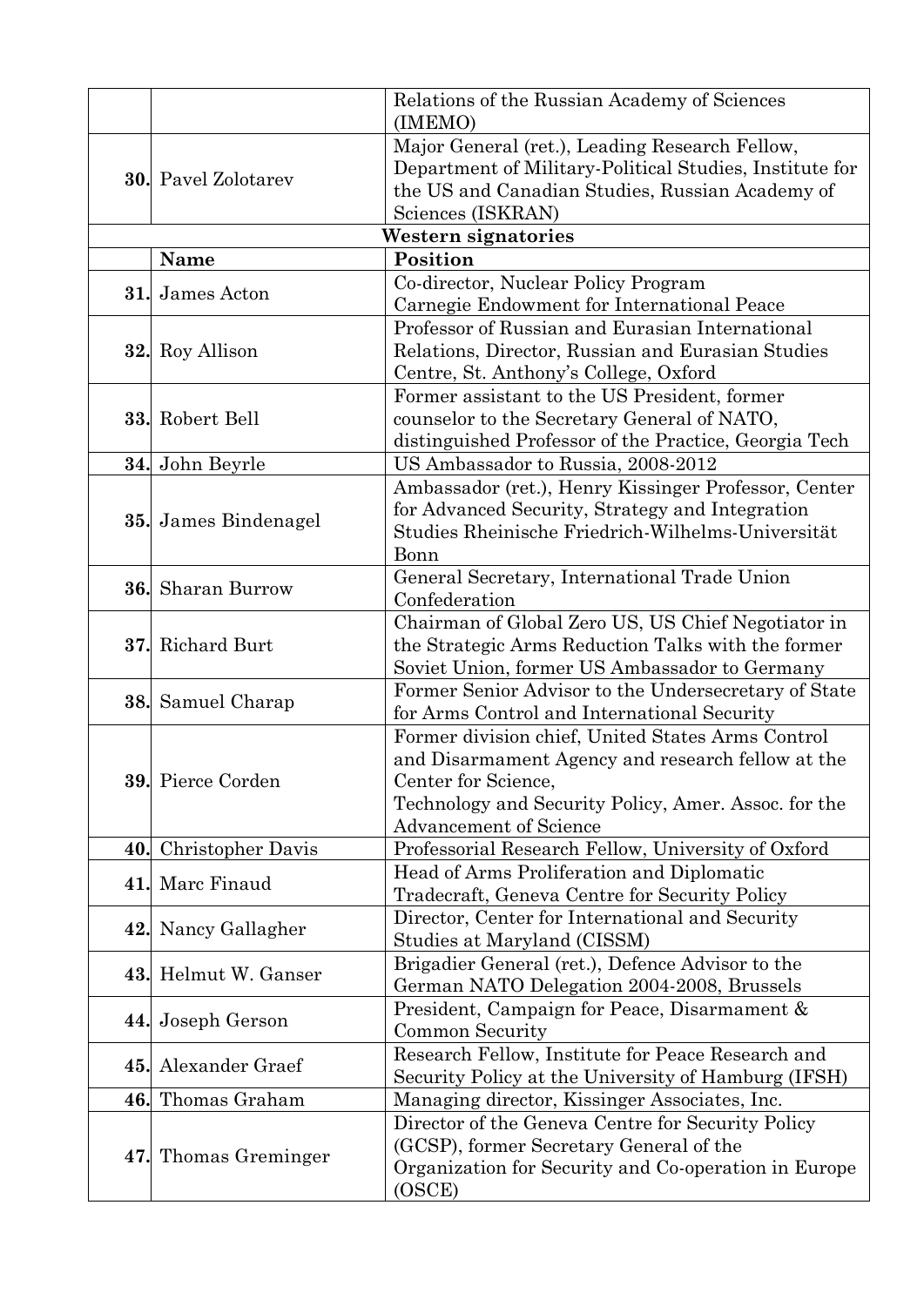| | | |
|---|---|---|
| | | Relations of the Russian Academy of Sciences (IMEMO) |
| **30.** | Pavel Zolotarev | Major General (ret.), Leading Research Fellow, Department of Military-Political Studies, Institute for the US and Canadian Studies, Russian Academy of Sciences (ISKRAN) |
| | **Western signatories** | |
| | **Name** | **Position** |
| **31.** | James Acton | Co-director, Nuclear Policy Program Carnegie Endowment for International Peace |
| **32.** | Roy Allison | Professor of Russian and Eurasian International Relations, Director, Russian and Eurasian Studies Centre, St. Anthony's College, Oxford |
| **33.** | Robert Bell | Former assistant to the US President, former counselor to the Secretary General of NATO, distinguished Professor of the Practice, Georgia Tech |
| **34.** | John Beyrle | US Ambassador to Russia, 2008-2012 |
| **35.** | James Bindenagel | Ambassador (ret.), Henry Kissinger Professor, Center for Advanced Security, Strategy and Integration Studies Rheinische Friedrich-Wilhelms-Universität Bonn |
| **36.** | Sharan Burrow | General Secretary, International Trade Union Confederation |
| **37.** | Richard Burt | Chairman of Global Zero US, US Chief Negotiator in the Strategic Arms Reduction Talks with the former Soviet Union, former US Ambassador to Germany |
| **38.** | Samuel Charap | Former Senior Advisor to the Undersecretary of State for Arms Control and International Security |
| **39.** | Pierce Corden | Former division chief, United States Arms Control and Disarmament Agency and research fellow at the Center for Science, Technology and Security Policy, Amer. Assoc. for the Advancement of Science |
| **40.** | Christopher Davis | Professorial Research Fellow, University of Oxford |
| **41.** | Marc Finaud | Head of Arms Proliferation and Diplomatic Tradecraft, Geneva Centre for Security Policy |
| **42.** | Nancy Gallagher | Director, Center for International and Security Studies at Maryland (CISSM) |
| **43.** | Helmut W. Ganser | Brigadier General (ret.), Defence Advisor to the German NATO Delegation 2004-2008, Brussels |
| **44.** | Joseph Gerson | President, Campaign for Peace, Disarmament & Common Security |
| **45.** | Alexander Graef | Research Fellow, Institute for Peace Research and Security Policy at the University of Hamburg (IFSH) |
| **46.** | Thomas Graham | Managing director, Kissinger Associates, Inc. |
| **47.** | Thomas Greminger | Director of the Geneva Centre for Security Policy (GCSP), former Secretary General of the Organization for Security and Co-operation in Europe (OSCE) |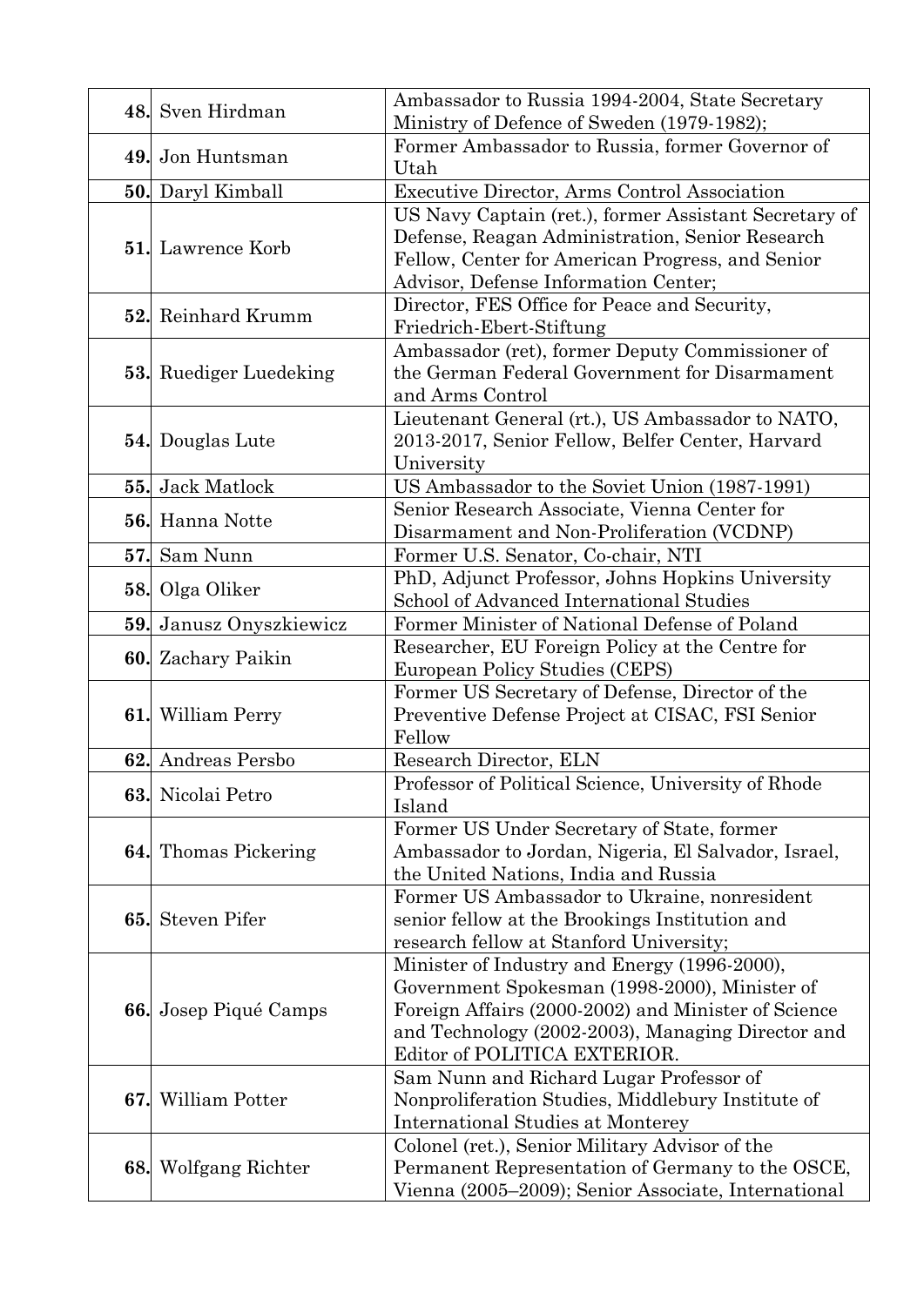| | | |
|---|---|---|
| **48.** | Sven Hirdman | Ambassador to Russia 1994-2004, State Secretary Ministry of Defence of Sweden (1979-1982); |
| **49.** | Jon Huntsman | Former Ambassador to Russia, former Governor of Utah |
| **50.** | Daryl Kimball | Executive Director, Arms Control Association |
| **51.** | Lawrence Korb | US Navy Captain (ret.), former Assistant Secretary of Defense, Reagan Administration, Senior Research Fellow, Center for American Progress, and Senior Advisor, Defense Information Center; |
| **52.** | Reinhard Krumm | Director, FES Office for Peace and Security, Friedrich-Ebert-Stiftung |
| **53.** | Ruediger Luedeking | Ambassador (ret), former Deputy Commissioner of the German Federal Government for Disarmament and Arms Control |
| **54.** | Douglas Lute | Lieutenant General (rt.), US Ambassador to NATO, 2013-2017, Senior Fellow, Belfer Center, Harvard University |
| **55.** | Jack Matlock | US Ambassador to the Soviet Union (1987-1991) |
| **56.** | Hanna Notte | Senior Research Associate, Vienna Center for Disarmament and Non-Proliferation (VCDNP) |
| **57.** | Sam Nunn | Former U.S. Senator, Co-chair, NTI |
| **58.** | Olga Oliker | PhD, Adjunct Professor, Johns Hopkins University School of Advanced International Studies |
| **59.** | Janusz Onyszkiewicz | Former Minister of National Defense of Poland |
| **60.** | Zachary Paikin | Researcher, EU Foreign Policy at the Centre for European Policy Studies (CEPS) |
| **61.** | William Perry | Former US Secretary of Defense, Director of the Preventive Defense Project at CISAC, FSI Senior Fellow |
| **62.** | Andreas Persbo | Research Director, ELN |
| **63.** | Nicolai Petro | Professor of Political Science, University of Rhode Island |
| **64.** | Thomas Pickering | Former US Under Secretary of State, former Ambassador to Jordan, Nigeria, El Salvador, Israel, the United Nations, India and Russia |
| **65.** | Steven Pifer | Former US Ambassador to Ukraine, nonresident senior fellow at the Brookings Institution and research fellow at Stanford University; |
| **66.** | Josep Piqué Camps | Minister of Industry and Energy (1996-2000), Government Spokesman (1998-2000), Minister of Foreign Affairs (2000-2002) and Minister of Science and Technology (2002-2003), Managing Director and Editor of POLITICA EXTERIOR. |
| **67.** | William Potter | Sam Nunn and Richard Lugar Professor of Nonproliferation Studies, Middlebury Institute of International Studies at Monterey |
| **68.** | Wolfgang Richter | Colonel (ret.), Senior Military Advisor of the Permanent Representation of Germany to the OSCE, Vienna (2005–2009); Senior Associate, International |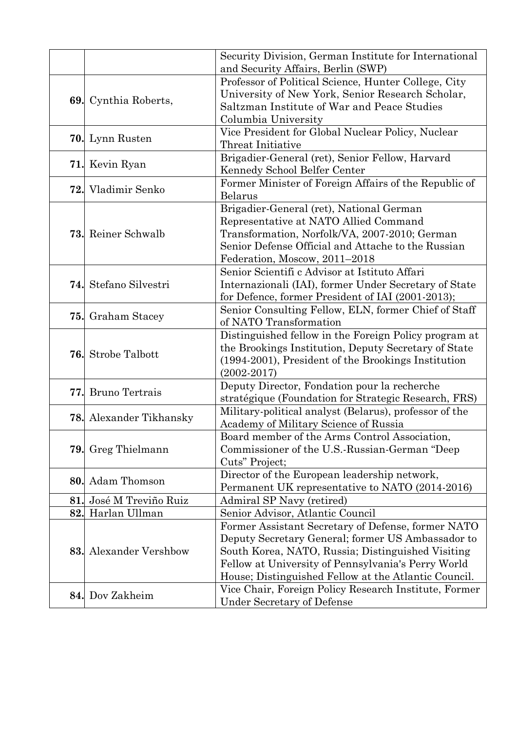| | | |
|---|---|---|
| | | Security Division, German Institute for International and Security Affairs, Berlin (SWP) |
| **69.** | Cynthia Roberts, | Professor of Political Science, Hunter College, City University of New York, Senior Research Scholar, Saltzman Institute of War and Peace Studies Columbia University |
| **70.** | Lynn Rusten | Vice President for Global Nuclear Policy, Nuclear Threat Initiative |
| **71.** | Kevin Ryan | Brigadier-General (ret), Senior Fellow, Harvard Kennedy School Belfer Center |
| **72.** | Vladimir Senko | Former Minister of Foreign Affairs of the Republic of Belarus |
| **73.** | Reiner Schwalb | Brigadier-General (ret), National German Representative at NATO Allied Command Transformation, Norfolk/VA, 2007-2010; German Senior Defense Official and Attache to the Russian Federation, Moscow, 2011–2018 |
| **74.** | Stefano Silvestri | Senior Scientifi c Advisor at Istituto Affari Internazionali (IAI), former Under Secretary of State for Defence, former President of IAI (2001-2013); |
| **75.** | Graham Stacey | Senior Consulting Fellow, ELN, former Chief of Staff of NATO Transformation |
| **76.** | Strobe Talbott | Distinguished fellow in the Foreign Policy program at the Brookings Institution, Deputy Secretary of State (1994-2001), President of the Brookings Institution (2002-2017) |
| **77.** | Bruno Tertrais | Deputy Director, Fondation pour la recherche stratégique (Foundation for Strategic Research, FRS) |
| **78.** | Alexander Tikhansky | Military-political analyst (Belarus), professor of the Academy of Military Science of Russia |
| **79.** | Greg Thielmann | Board member of the Arms Control Association, Commissioner of the U.S.-Russian-German "Deep Cuts" Project; |
| **80.** | Adam Thomson | Director of the European leadership network, Permanent UK representative to NATO (2014-2016) |
| **81.** | José M Treviño Ruiz | Admiral SP Navy (retired) |
| **82.** | Harlan Ullman | Senior Advisor, Atlantic Council |
| **83.** | Alexander Vershbow | Former Assistant Secretary of Defense, former NATO Deputy Secretary General; former US Ambassador to South Korea, NATO, Russia; Distinguished Visiting Fellow at University of Pennsylvania's Perry World House; Distinguished Fellow at the Atlantic Council. |
| **84.** | Dov Zakheim | Vice Chair, Foreign Policy Research Institute, Former Under Secretary of Defense |